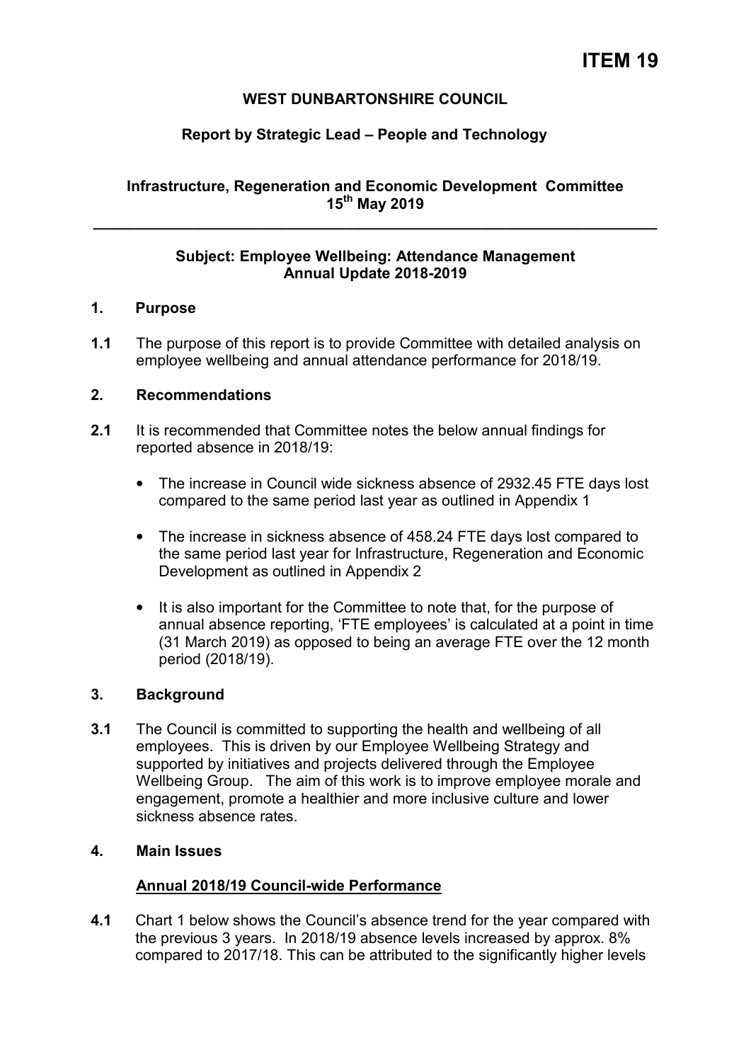# ITEM 19

**WEST DUNBARTONSHIRE COUNCIL**

**Report by Strategic Lead – People and Technology**

**Infrastructure, Regeneration and Economic Development Committee
15th May 2019**

---

**Subject: Employee Wellbeing: Attendance Management
Annual Update 2018-2019**

## 1. Purpose

**1.1** The purpose of this report is to provide Committee with detailed analysis on employee wellbeing and annual attendance performance for 2018/19.

## 2. Recommendations

**2.1** It is recommended that Committee notes the below annual findings for reported absence in 2018/19:

- The increase in Council wide sickness absence of 2932.45 FTE days lost compared to the same period last year as outlined in Appendix 1
- The increase in sickness absence of 458.24 FTE days lost compared to the same period last year for Infrastructure, Regeneration and Economic Development as outlined in Appendix 2
- It is also important for the Committee to note that, for the purpose of annual absence reporting, 'FTE employees' is calculated at a point in time (31 March 2019) as opposed to being an average FTE over the 12 month period (2018/19).

## 3. Background

**3.1** The Council is committed to supporting the health and wellbeing of all employees. This is driven by our Employee Wellbeing Strategy and supported by initiatives and projects delivered through the Employee Wellbeing Group. The aim of this work is to improve employee morale and engagement, promote a healthier and more inclusive culture and lower sickness absence rates.

## 4. Main Issues

**Annual 2018/19 Council-wide Performance**

**4.1** Chart 1 below shows the Council's absence trend for the year compared with the previous 3 years. In 2018/19 absence levels increased by approx. 8% compared to 2017/18. This can be attributed to the significantly higher levels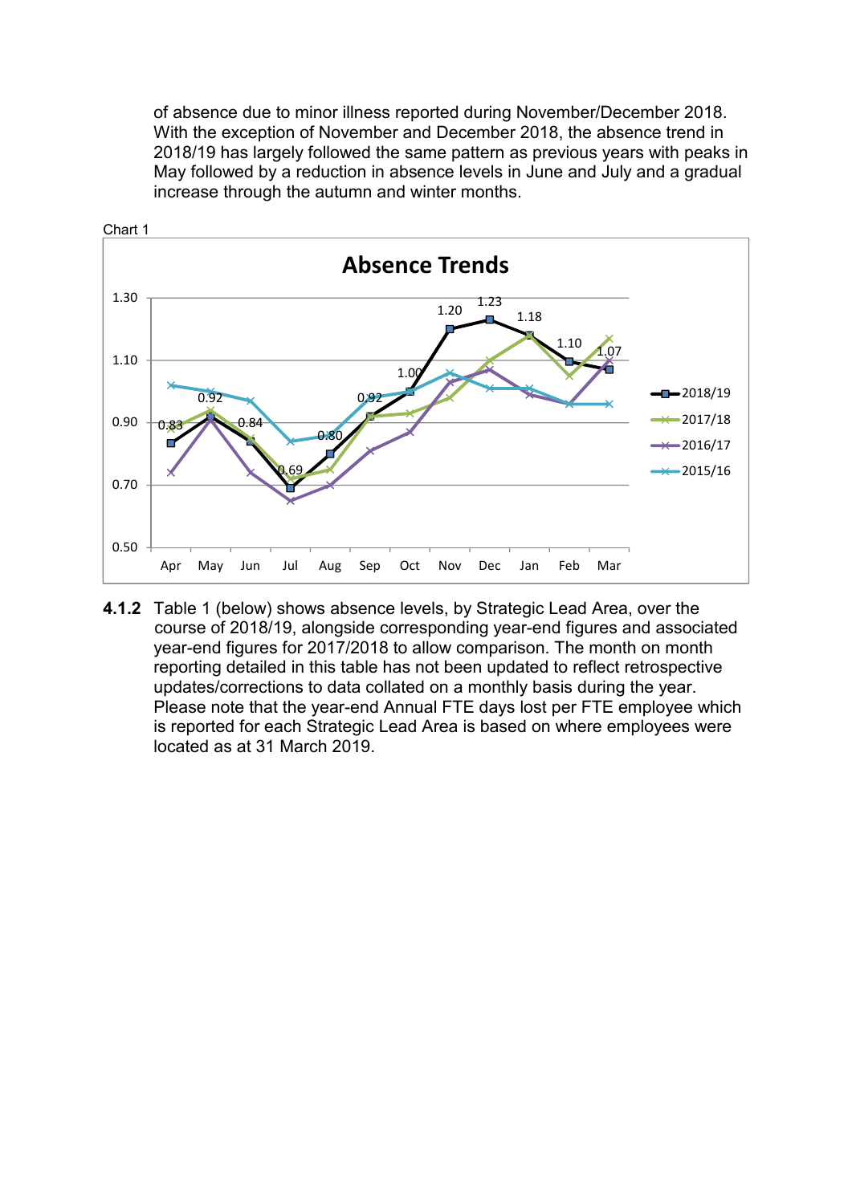of absence due to minor illness reported during November/December 2018. With the exception of November and December 2018, the absence trend in 2018/19 has largely followed the same pattern as previous years with peaks in May followed by a reduction in absence levels in June and July and a gradual increase through the autumn and winter months.

Chart 1

**4.1.2** Table 1 (below) shows absence levels, by Strategic Lead Area, over the course of 2018/19, alongside corresponding year-end figures and associated year-end figures for 2017/2018 to allow comparison. The month on month reporting detailed in this table has not been updated to reflect retrospective updates/corrections to data collated on a monthly basis during the year. Please note that the year-end Annual FTE days lost per FTE employee which is reported for each Strategic Lead Area is based on where employees were located as at 31 March 2019.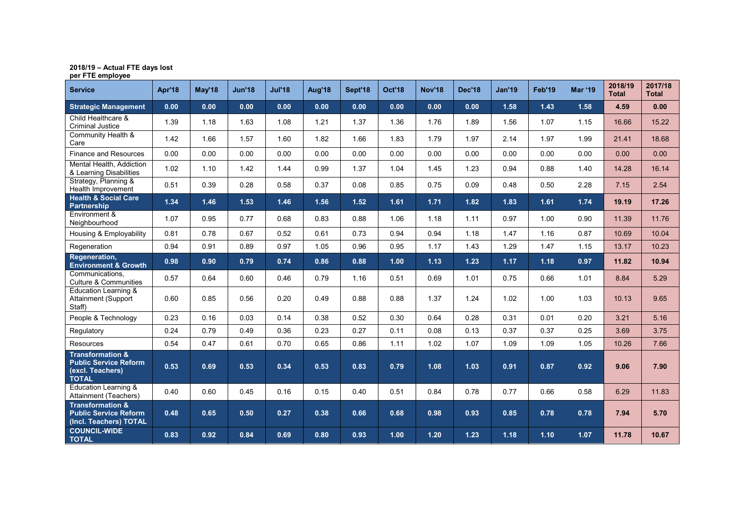**2018/19 – Actual FTE days lost per FTE employee**

| Service | Apr'18 | May'18 | Jun'18 | Jul'18 | Aug'18 | Sept'18 | Oct'18 | Nov'18 | Dec'18 | Jan'19 | Feb'19 | Mar '19 | 2018/19 Total | 2017/18 Total |
|---|---|---|---|---|---|---|---|---|---|---|---|---|---|---|
| **Strategic Management** | **0.00** | **0.00** | **0.00** | **0.00** | **0.00** | **0.00** | **0.00** | **0.00** | **0.00** | **1.58** | **1.43** | **1.58** | **4.59** | **0.00** |
| Child Healthcare & Criminal Justice | 1.39 | 1.18 | 1.63 | 1.08 | 1.21 | 1.37 | 1.36 | 1.76 | 1.89 | 1.56 | 1.07 | 1.15 | 16.66 | 15.22 |
| Community Health & Care | 1.42 | 1.66 | 1.57 | 1.60 | 1.82 | 1.66 | 1.83 | 1.79 | 1.97 | 2.14 | 1.97 | 1.99 | 21.41 | 18.68 |
| Finance and Resources | 0.00 | 0.00 | 0.00 | 0.00 | 0.00 | 0.00 | 0.00 | 0.00 | 0.00 | 0.00 | 0.00 | 0.00 | 0.00 | 0.00 |
| Mental Health, Addiction & Learning Disabilities | 1.02 | 1.10 | 1.42 | 1.44 | 0.99 | 1.37 | 1.04 | 1.45 | 1.23 | 0.94 | 0.88 | 1.40 | 14.28 | 16.14 |
| Strategy, Planning & Health Improvement | 0.51 | 0.39 | 0.28 | 0.58 | 0.37 | 0.08 | 0.85 | 0.75 | 0.09 | 0.48 | 0.50 | 2.28 | 7.15 | 2.54 |
| **Health & Social Care Partnership** | **1.34** | **1.46** | **1.53** | **1.46** | **1.56** | **1.52** | **1.61** | **1.71** | **1.82** | **1.83** | **1.61** | **1.74** | **19.19** | **17.26** |
| Environment & Neighbourhood | 1.07 | 0.95 | 0.77 | 0.68 | 0.83 | 0.88 | 1.06 | 1.18 | 1.11 | 0.97 | 1.00 | 0.90 | 11.39 | 11.76 |
| Housing & Employability | 0.81 | 0.78 | 0.67 | 0.52 | 0.61 | 0.73 | 0.94 | 0.94 | 1.18 | 1.47 | 1.16 | 0.87 | 10.69 | 10.04 |
| Regeneration | 0.94 | 0.91 | 0.89 | 0.97 | 1.05 | 0.96 | 0.95 | 1.17 | 1.43 | 1.29 | 1.47 | 1.15 | 13.17 | 10.23 |
| **Regeneration, Environment & Growth** | **0.98** | **0.90** | **0.79** | **0.74** | **0.86** | **0.88** | **1.00** | **1.13** | **1.23** | **1.17** | **1.18** | **0.97** | **11.82** | **10.94** |
| Communications, Culture & Communities | 0.57 | 0.64 | 0.60 | 0.46 | 0.79 | 1.16 | 0.51 | 0.69 | 1.01 | 0.75 | 0.66 | 1.01 | 8.84 | 5.29 |
| Education Learning & Attainment (Support Staff) | 0.60 | 0.85 | 0.56 | 0.20 | 0.49 | 0.88 | 0.88 | 1.37 | 1.24 | 1.02 | 1.00 | 1.03 | 10.13 | 9.65 |
| People & Technology | 0.23 | 0.16 | 0.03 | 0.14 | 0.38 | 0.52 | 0.30 | 0.64 | 0.28 | 0.31 | 0.01 | 0.20 | 3.21 | 5.16 |
| Regulatory | 0.24 | 0.79 | 0.49 | 0.36 | 0.23 | 0.27 | 0.11 | 0.08 | 0.13 | 0.37 | 0.37 | 0.25 | 3.69 | 3.75 |
| Resources | 0.54 | 0.47 | 0.61 | 0.70 | 0.65 | 0.86 | 1.11 | 1.02 | 1.07 | 1.09 | 1.09 | 1.05 | 10.26 | 7.66 |
| **Transformation & Public Service Reform (excl. Teachers) TOTAL** | **0.53** | **0.69** | **0.53** | **0.34** | **0.53** | **0.83** | **0.79** | **1.08** | **1.03** | **0.91** | **0.87** | **0.92** | **9.06** | **7.90** |
| Education Learning & Attainment (Teachers) | 0.40 | 0.60 | 0.45 | 0.16 | 0.15 | 0.40 | 0.51 | 0.84 | 0.78 | 0.77 | 0.66 | 0.58 | 6.29 | 11.83 |
| **Transformation & Public Service Reform (Incl. Teachers) TOTAL** | **0.48** | **0.65** | **0.50** | **0.27** | **0.38** | **0.66** | **0.68** | **0.98** | **0.93** | **0.85** | **0.78** | **0.78** | **7.94** | **5.70** |
| **COUNCIL-WIDE TOTAL** | **0.83** | **0.92** | **0.84** | **0.69** | **0.80** | **0.93** | **1.00** | **1.20** | **1.23** | **1.18** | **1.10** | **1.07** | **11.78** | **10.67** |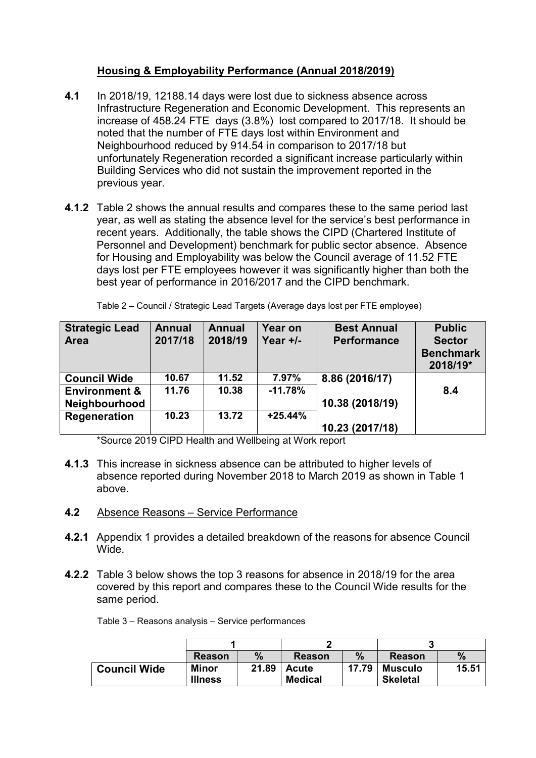## Housing & Employability Performance (Annual 2018/2019)

**4.1** In 2018/19, 12188.14 days were lost due to sickness absence across Infrastructure Regeneration and Economic Development. This represents an increase of 458.24 FTE days (3.8%) lost compared to 2017/18. It should be noted that the number of FTE days lost within Environment and Neighbourhood reduced by 914.54 in comparison to 2017/18 but unfortunately Regeneration recorded a significant increase particularly within Building Services who did not sustain the improvement reported in the previous year.

**4.1.2** Table 2 shows the annual results and compares these to the same period last year, as well as stating the absence level for the service's best performance in recent years. Additionally, the table shows the CIPD (Chartered Institute of Personnel and Development) benchmark for public sector absence. Absence for Housing and Employability was below the Council average of 11.52 FTE days lost per FTE employees however it was significantly higher than both the best year of performance in 2016/2017 and the CIPD benchmark.

Table 2 – Council / Strategic Lead Targets (Average days lost per FTE employee)

| Strategic Lead Area | Annual 2017/18 | Annual 2018/19 | Year on Year +/- | Best Annual Performance | Public Sector Benchmark 2018/19* |
|---|---|---|---|---|---|
| **Council Wide** | 10.67 | 11.52 | 7.97% | 8.86 (2016/17) | |
| **Environment & Neighbourhood** | 11.76 | 10.38 | -11.78% | 10.38 (2018/19) | 8.4 |
| **Regeneration** | 10.23 | 13.72 | +25.44% | 10.23 (2017/18) | |

*Source 2019 CIPD Health and Wellbeing at Work report

**4.1.3** This increase in sickness absence can be attributed to higher levels of absence reported during November 2018 to March 2019 as shown in Table 1 above.

**4.2** Absence Reasons – Service Performance

**4.2.1** Appendix 1 provides a detailed breakdown of the reasons for absence Council Wide.

**4.2.2** Table 3 below shows the top 3 reasons for absence in 2018/19 for the area covered by this report and compares these to the Council Wide results for the same period.

Table 3 – Reasons analysis – Service performances

| | 1 | | 2 | | 3 | |
|---|---|---|---|---|---|---|
| | **Reason** | **%** | **Reason** | **%** | **Reason** | **%** |
| **Council Wide** | **Minor Illness** | 21.89 | **Acute Medical** | 17.79 | **Musculo Skeletal** | 15.51 |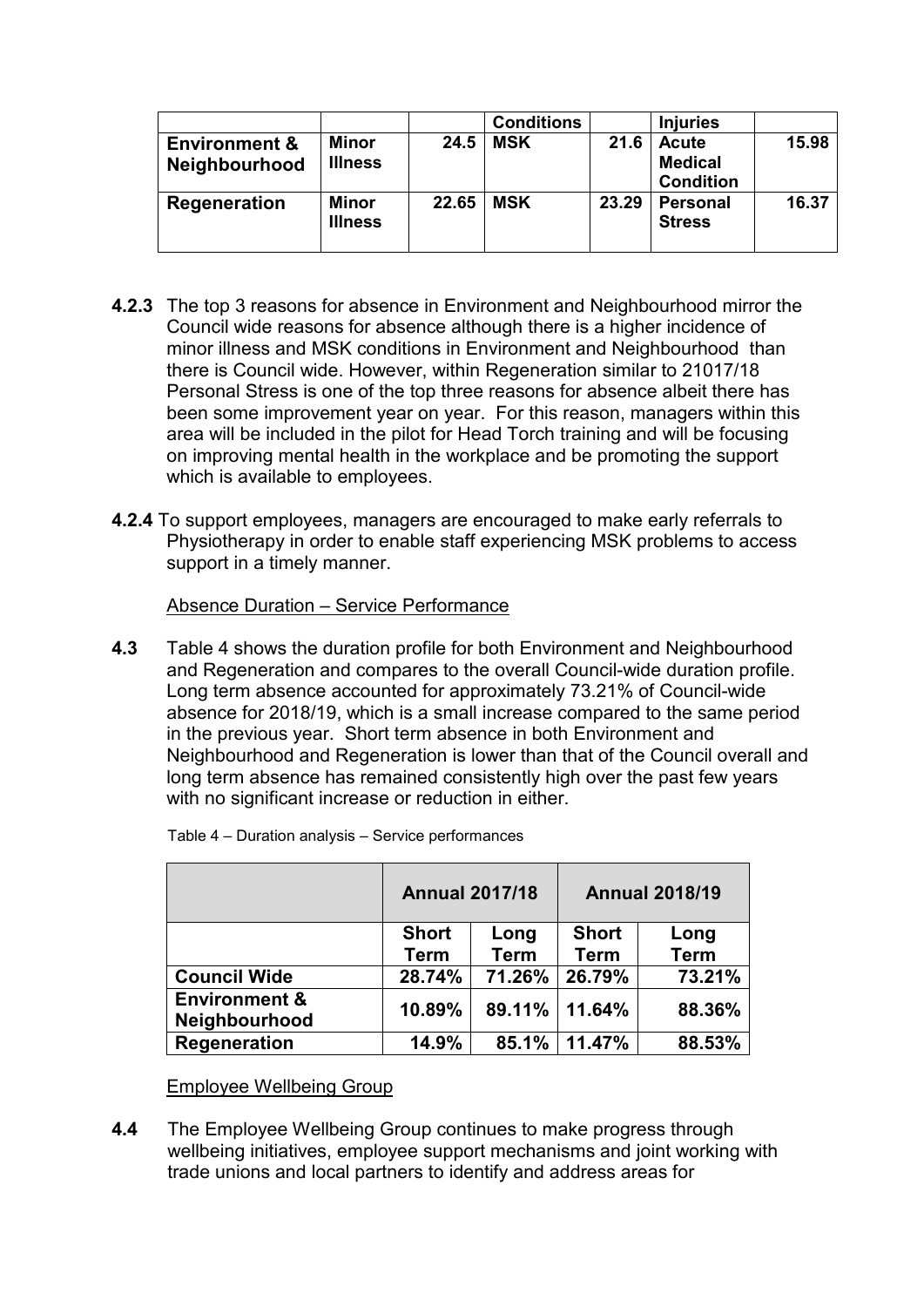| | | | Conditions | | Injuries | |
|---|---|---|---|---|---|---|
| **Environment & Neighbourhood** | **Minor Illness** | **24.5** | **MSK** | **21.6** | **Acute Medical Condition** | **15.98** |
| **Regeneration** | **Minor Illness** | **22.65** | **MSK** | **23.29** | **Personal Stress** | **16.37** |

**4.2.3** The top 3 reasons for absence in Environment and Neighbourhood mirror the Council wide reasons for absence although there is a higher incidence of minor illness and MSK conditions in Environment and Neighbourhood than there is Council wide. However, within Regeneration similar to 21017/18 Personal Stress is one of the top three reasons for absence albeit there has been some improvement year on year. For this reason, managers within this area will be included in the pilot for Head Torch training and will be focusing on improving mental health in the workplace and be promoting the support which is available to employees.

**4.2.4** To support employees, managers are encouraged to make early referrals to Physiotherapy in order to enable staff experiencing MSK problems to access support in a timely manner.

<u>Absence Duration – Service Performance</u>

**4.3** Table 4 shows the duration profile for both Environment and Neighbourhood and Regeneration and compares to the overall Council-wide duration profile. Long term absence accounted for approximately 73.21% of Council-wide absence for 2018/19, which is a small increase compared to the same period in the previous year. Short term absence in both Environment and Neighbourhood and Regeneration is lower than that of the Council overall and long term absence has remained consistently high over the past few years with no significant increase or reduction in either.

Table 4 – Duration analysis – Service performances

| | Annual 2017/18 | | Annual 2018/19 | |
|---|---|---|---|---|
| | **Short Term** | **Long Term** | **Short Term** | **Long Term** |
| **Council Wide** | **28.74%** | **71.26%** | **26.79%** | **73.21%** |
| **Environment & Neighbourhood** | **10.89%** | **89.11%** | **11.64%** | **88.36%** |
| **Regeneration** | **14.9%** | **85.1%** | **11.47%** | **88.53%** |

<u>Employee Wellbeing Group</u>

**4.4** The Employee Wellbeing Group continues to make progress through wellbeing initiatives, employee support mechanisms and joint working with trade unions and local partners to identify and address areas for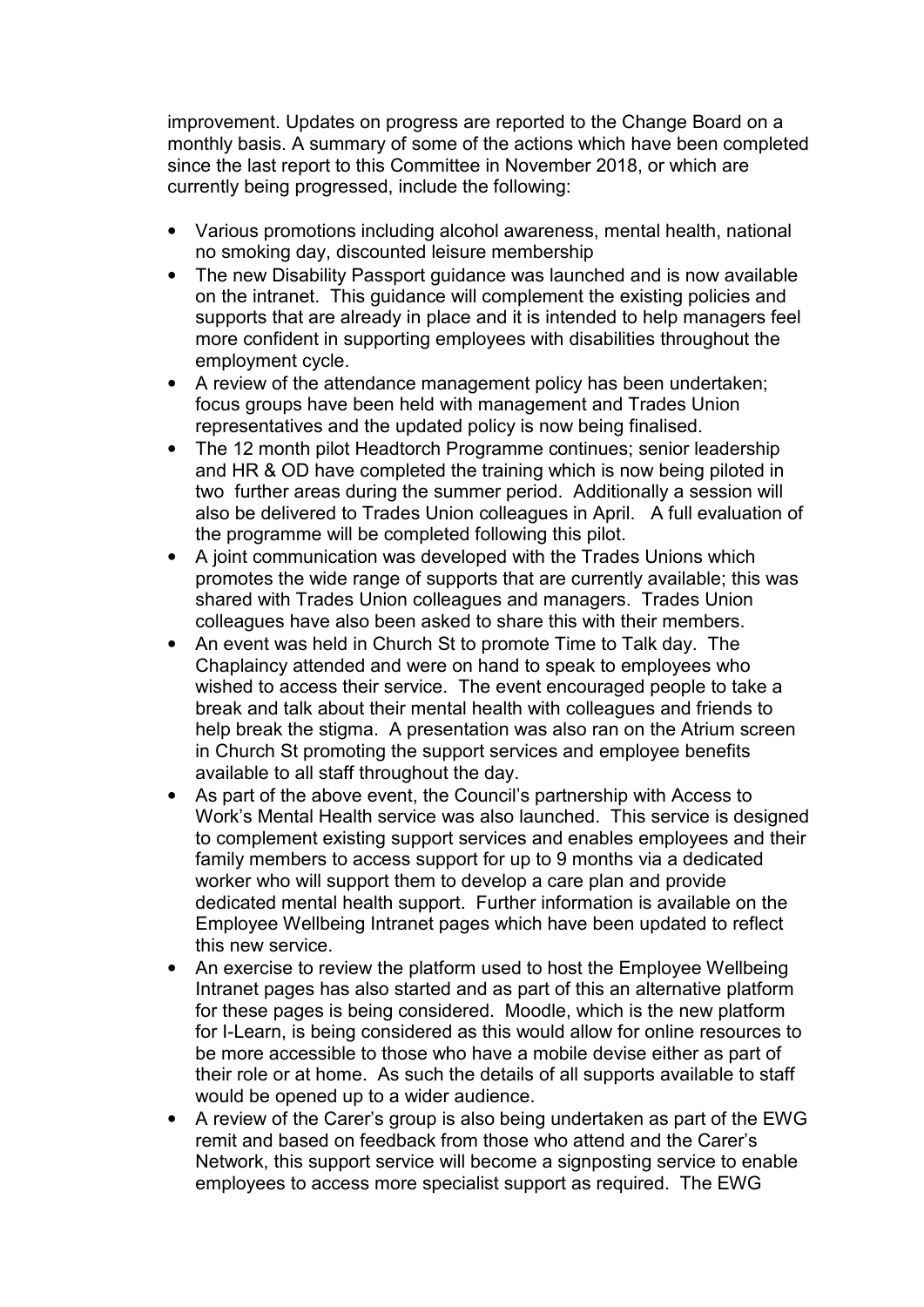improvement. Updates on progress are reported to the Change Board on a monthly basis. A summary of some of the actions which have been completed since the last report to this Committee in November 2018, or which are currently being progressed, include the following:

- Various promotions including alcohol awareness, mental health, national no smoking day, discounted leisure membership
- The new Disability Passport guidance was launched and is now available on the intranet. This guidance will complement the existing policies and supports that are already in place and it is intended to help managers feel more confident in supporting employees with disabilities throughout the employment cycle.
- A review of the attendance management policy has been undertaken; focus groups have been held with management and Trades Union representatives and the updated policy is now being finalised.
- The 12 month pilot Headtorch Programme continues; senior leadership and HR & OD have completed the training which is now being piloted in two further areas during the summer period. Additionally a session will also be delivered to Trades Union colleagues in April. A full evaluation of the programme will be completed following this pilot.
- A joint communication was developed with the Trades Unions which promotes the wide range of supports that are currently available; this was shared with Trades Union colleagues and managers. Trades Union colleagues have also been asked to share this with their members.
- An event was held in Church St to promote Time to Talk day. The Chaplaincy attended and were on hand to speak to employees who wished to access their service. The event encouraged people to take a break and talk about their mental health with colleagues and friends to help break the stigma. A presentation was also ran on the Atrium screen in Church St promoting the support services and employee benefits available to all staff throughout the day.
- As part of the above event, the Council's partnership with Access to Work's Mental Health service was also launched. This service is designed to complement existing support services and enables employees and their family members to access support for up to 9 months via a dedicated worker who will support them to develop a care plan and provide dedicated mental health support. Further information is available on the Employee Wellbeing Intranet pages which have been updated to reflect this new service.
- An exercise to review the platform used to host the Employee Wellbeing Intranet pages has also started and as part of this an alternative platform for these pages is being considered. Moodle, which is the new platform for I-Learn, is being considered as this would allow for online resources to be more accessible to those who have a mobile devise either as part of their role or at home. As such the details of all supports available to staff would be opened up to a wider audience.
- A review of the Carer's group is also being undertaken as part of the EWG remit and based on feedback from those who attend and the Carer's Network, this support service will become a signposting service to enable employees to access more specialist support as required. The EWG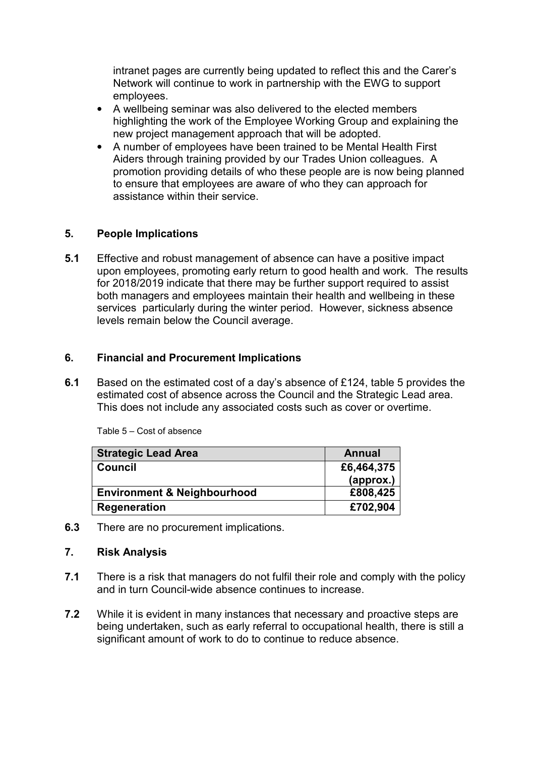intranet pages are currently being updated to reflect this and the Carer's Network will continue to work in partnership with the EWG to support employees.

- A wellbeing seminar was also delivered to the elected members highlighting the work of the Employee Working Group and explaining the new project management approach that will be adopted.
- A number of employees have been trained to be Mental Health First Aiders through training provided by our Trades Union colleagues. A promotion providing details of who these people are is now being planned to ensure that employees are aware of who they can approach for assistance within their service.

## 5. People Implications

**5.1** Effective and robust management of absence can have a positive impact upon employees, promoting early return to good health and work. The results for 2018/2019 indicate that there may be further support required to assist both managers and employees maintain their health and wellbeing in these services particularly during the winter period. However, sickness absence levels remain below the Council average.

## 6. Financial and Procurement Implications

**6.1** Based on the estimated cost of a day's absence of £124, table 5 provides the estimated cost of absence across the Council and the Strategic Lead area. This does not include any associated costs such as cover or overtime.

Table 5 – Cost of absence

| Strategic Lead Area | Annual |
|---|---|
| **Council** | **£6,464,375 (approx.)** |
| **Environment & Neighbourhood** | **£808,425** |
| **Regeneration** | **£702,904** |

**6.3** There are no procurement implications.

## 7. Risk Analysis

**7.1** There is a risk that managers do not fulfil their role and comply with the policy and in turn Council-wide absence continues to increase.

**7.2** While it is evident in many instances that necessary and proactive steps are being undertaken, such as early referral to occupational health, there is still a significant amount of work to do to continue to reduce absence.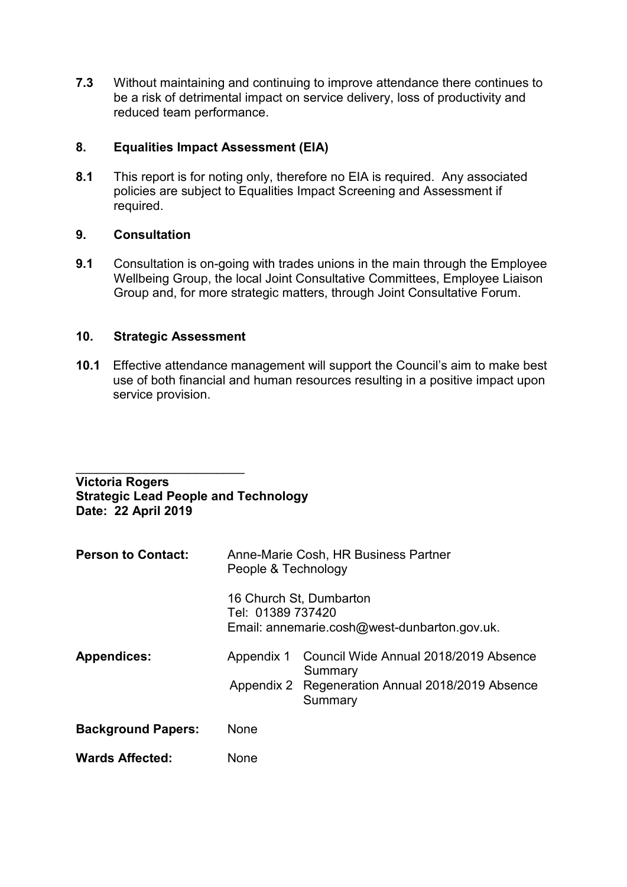**7.3** Without maintaining and continuing to improve attendance there continues to be a risk of detrimental impact on service delivery, loss of productivity and reduced team performance.

## 8. Equalities Impact Assessment (EIA)

**8.1** This report is for noting only, therefore no EIA is required. Any associated policies are subject to Equalities Impact Screening and Assessment if required.

## 9. Consultation

**9.1** Consultation is on-going with trades unions in the main through the Employee Wellbeing Group, the local Joint Consultative Committees, Employee Liaison Group and, for more strategic matters, through Joint Consultative Forum.

## 10. Strategic Assessment

**10.1** Effective attendance management will support the Council's aim to make best use of both financial and human resources resulting in a positive impact upon service provision.

\_\_\_\_\_\_\_\_\_\_\_\_\_\_\_\_\_\_\_\_\_\_\_\_\_

**Victoria Rogers**
**Strategic Lead People and Technology**
**Date: 22 April 2019**

**Person to Contact:** Anne-Marie Cosh, HR Business Partner
People & Technology

16 Church St, Dumbarton
Tel: 01389 737420
Email: annemarie.cosh@west-dunbarton.gov.uk.

**Appendices:**
Appendix 1 Council Wide Annual 2018/2019 Absence Summary
Appendix 2 Regeneration Annual 2018/2019 Absence Summary

**Background Papers:** None

**Wards Affected:** None